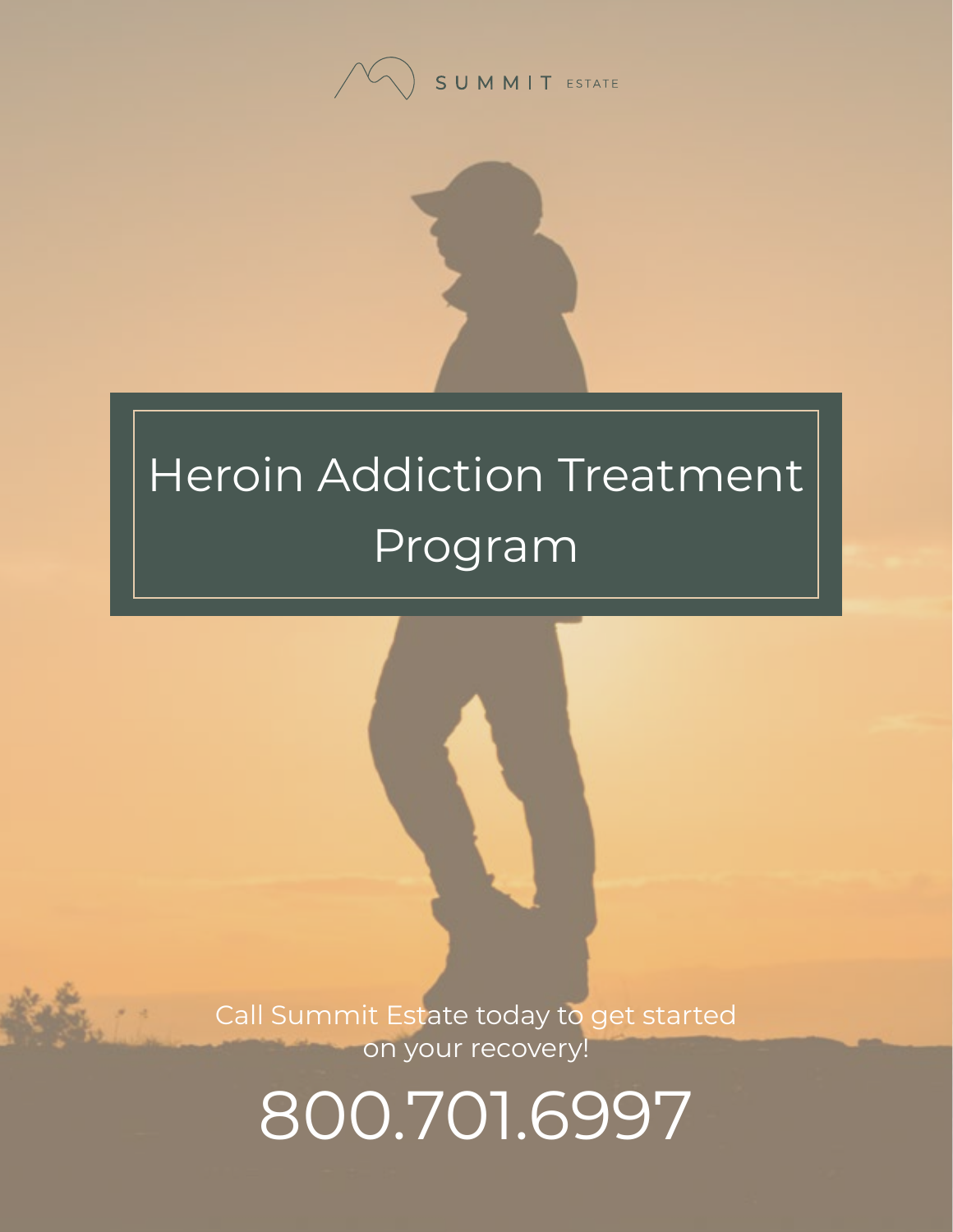SUMMIT ESTATE

# Heroin Addiction Treatment Program

Call Summit Estate today to get started on your recovery!

800.701.6997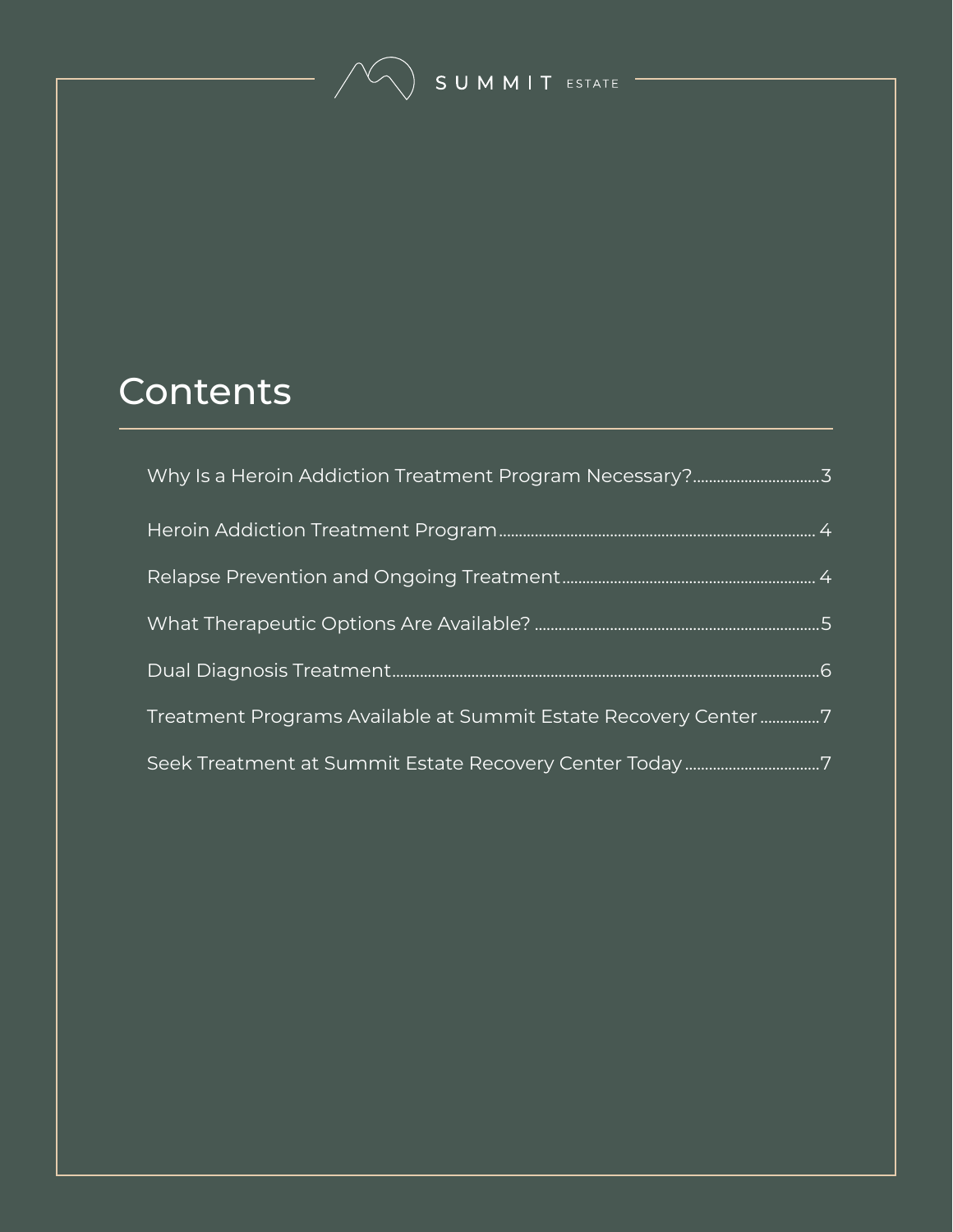# Contents

- Why Is a Heroin Addiction Treatment Program Necessary? .......... 3
- Heroin Addiction Treatment Program .......... 4
- Relapse Prevention and Ongoing Treatment .......... 4
- What Therapeutic Options Are Available? .......... 5
- Dual Diagnosis Treatment .......... 6
- Treatment Programs Available at Summit Estate Recovery Center .......... 7
- Seek Treatment at Summit Estate Recovery Center Today .......... 7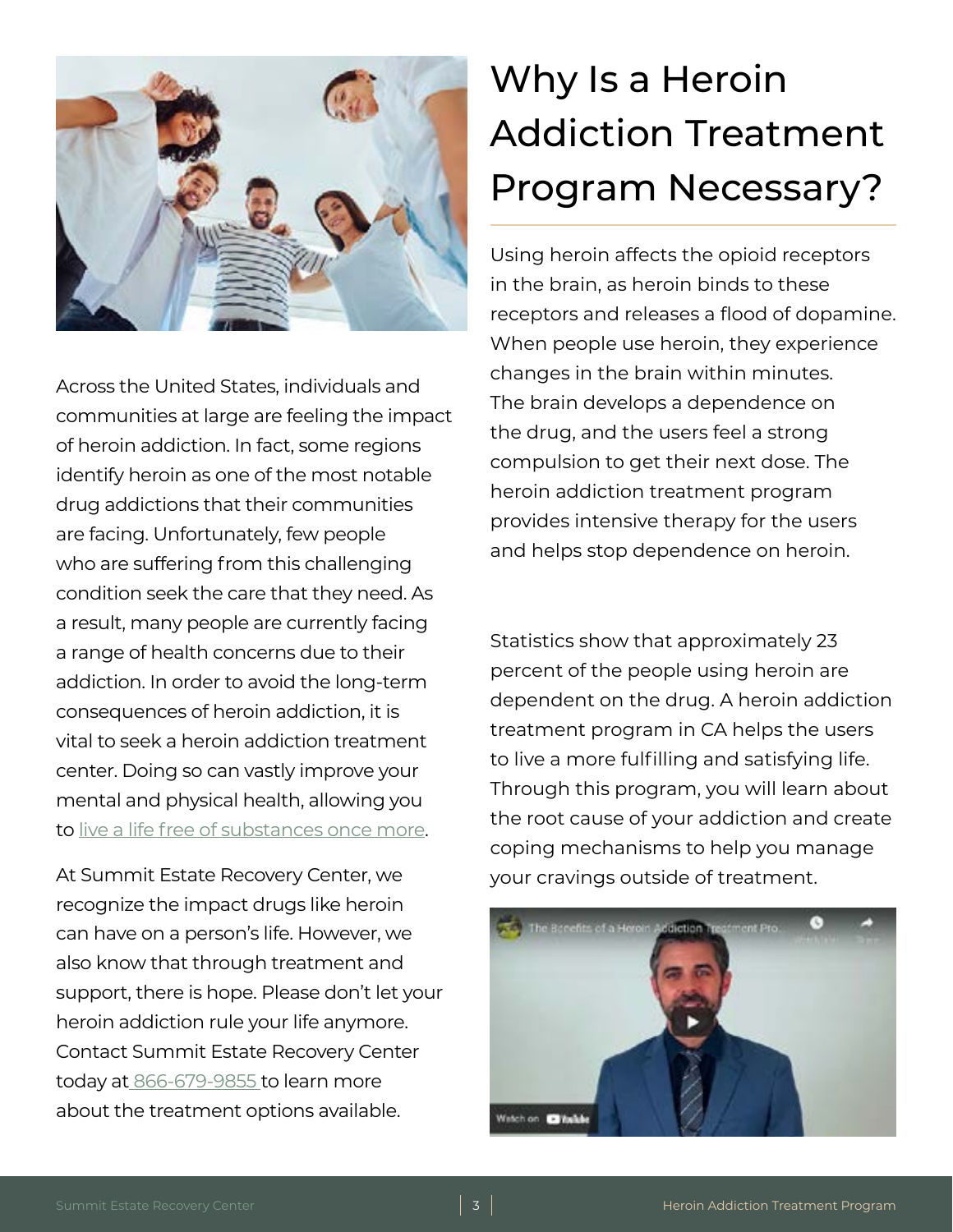Across the United States, individuals and communities at large are feeling the impact of heroin addiction. In fact, some regions identify heroin as one of the most notable drug addictions that their communities are facing. Unfortunately, few people who are suffering from this challenging condition seek the care that they need. As a result, many people are currently facing a range of health concerns due to their addiction. In order to avoid the long-term consequences of heroin addiction, it is vital to seek a heroin addiction treatment center. Doing so can vastly improve your mental and physical health, allowing you to live a life free of substances once more.

At Summit Estate Recovery Center, we recognize the impact drugs like heroin can have on a person's life. However, we also know that through treatment and support, there is hope. Please don't let your heroin addiction rule your life anymore. Contact Summit Estate Recovery Center today at 866-679-9855 to learn more about the treatment options available.

# Why Is a Heroin Addiction Treatment Program Necessary?

Using heroin affects the opioid receptors in the brain, as heroin binds to these receptors and releases a flood of dopamine. When people use heroin, they experience changes in the brain within minutes. The brain develops a dependence on the drug, and the users feel a strong compulsion to get their next dose. The heroin addiction treatment program provides intensive therapy for the users and helps stop dependence on heroin.

Statistics show that approximately 23 percent of the people using heroin are dependent on the drug. A heroin addiction treatment program in CA helps the users to live a more fulfilling and satisfying life. Through this program, you will learn about the root cause of your addiction and create coping mechanisms to help you manage your cravings outside of treatment.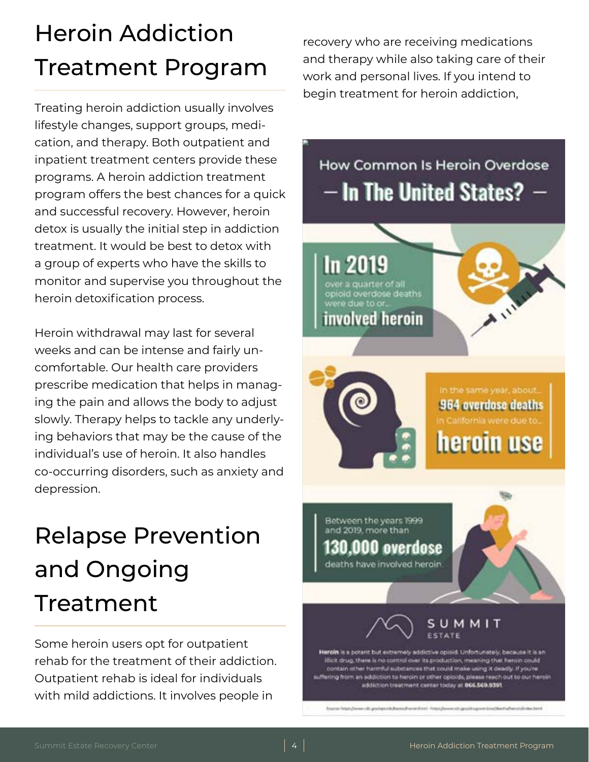# Heroin Addiction Treatment Program

Treating heroin addiction usually involves lifestyle changes, support groups, medication, and therapy. Both outpatient and inpatient treatment centers provide these programs. A heroin addiction treatment program offers the best chances for a quick and successful recovery. However, heroin detox is usually the initial step in addiction treatment. It would be best to detox with a group of experts who have the skills to monitor and supervise you throughout the heroin detoxification process.

Heroin withdrawal may last for several weeks and can be intense and fairly uncomfortable. Our health care providers prescribe medication that helps in managing the pain and allows the body to adjust slowly. Therapy helps to tackle any underlying behaviors that may be the cause of the individual's use of heroin. It also handles co-occurring disorders, such as anxiety and depression.

# Relapse Prevention and Ongoing Treatment

Some heroin users opt for outpatient rehab for the treatment of their addiction. Outpatient rehab is ideal for individuals with mild addictions. It involves people in recovery who are receiving medications and therapy while also taking care of their work and personal lives. If you intend to begin treatment for heroin addiction,

How Common Is Heroin Overdose

— In The United States? —

**In 2019** over a quarter of all opioid overdose deaths were due to or... **involved heroin**

In the same year, about... **964 overdose deaths** in California were due to... **heroin use**

Between the years 1999 and 2019, more than **130,000 overdose** deaths have involved heroin.

SUMMIT ESTATE

**Heroin** is a potent but extremely addictive opioid. Unfortunately, because it is an illicit drug, there is no control over its production, meaning that heroin could contain other harmful substances that could make using it deadly. If you're suffering from an addiction to heroin or other opioids, please reach out to our heroin addiction treatment center today at **866.569.9391**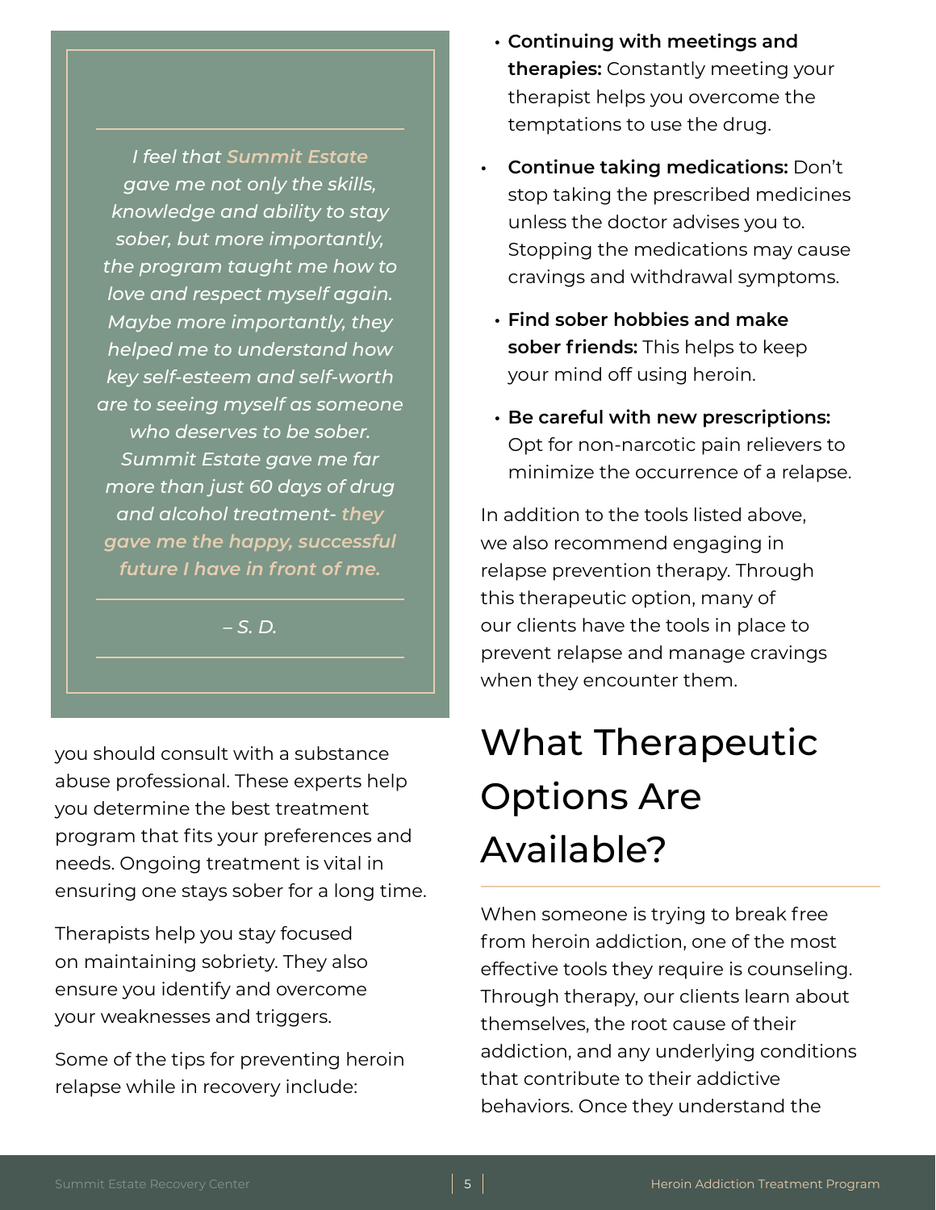> *I feel that Summit Estate gave me not only the skills, knowledge and ability to stay sober, but more importantly, the program taught me how to love and respect myself again. Maybe more importantly, they helped me to understand how key self-esteem and self-worth are to seeing myself as someone who deserves to be sober. Summit Estate gave me far more than just 60 days of drug and alcohol treatment- **they gave me the happy, successful future I have in front of me.***
>
> *– S. D.*

you should consult with a substance abuse professional. These experts help you determine the best treatment program that fits your preferences and needs. Ongoing treatment is vital in ensuring one stays sober for a long time.

Therapists help you stay focused on maintaining sobriety. They also ensure you identify and overcome your weaknesses and triggers.

Some of the tips for preventing heroin relapse while in recovery include:

- **Continuing with meetings and therapies:** Constantly meeting your therapist helps you overcome the temptations to use the drug.
- **Continue taking medications:** Don't stop taking the prescribed medicines unless the doctor advises you to. Stopping the medications may cause cravings and withdrawal symptoms.
- **Find sober hobbies and make sober friends:** This helps to keep your mind off using heroin.
- **Be careful with new prescriptions:** Opt for non-narcotic pain relievers to minimize the occurrence of a relapse.

In addition to the tools listed above, we also recommend engaging in relapse prevention therapy. Through this therapeutic option, many of our clients have the tools in place to prevent relapse and manage cravings when they encounter them.

## What Therapeutic Options Are Available?

When someone is trying to break free from heroin addiction, one of the most effective tools they require is counseling. Through therapy, our clients learn about themselves, the root cause of their addiction, and any underlying conditions that contribute to their addictive behaviors. Once they understand the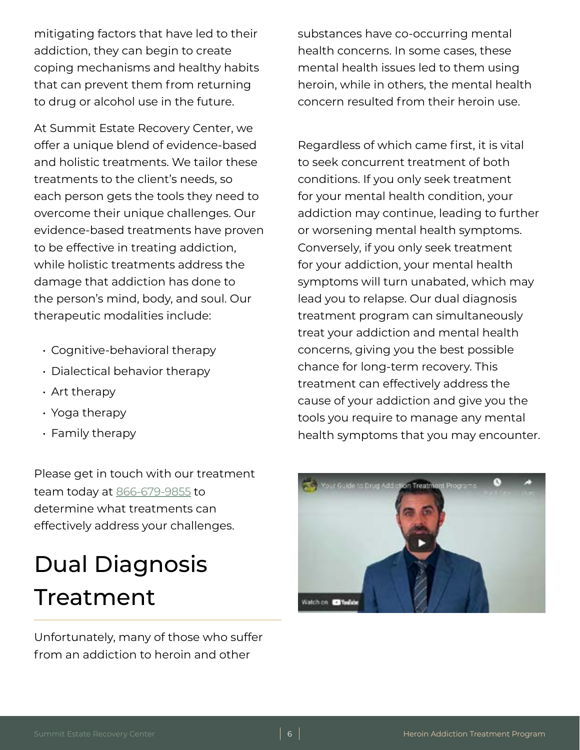mitigating factors that have led to their addiction, they can begin to create coping mechanisms and healthy habits that can prevent them from returning to drug or alcohol use in the future.

At Summit Estate Recovery Center, we offer a unique blend of evidence-based and holistic treatments. We tailor these treatments to the client's needs, so each person gets the tools they need to overcome their unique challenges. Our evidence-based treatments have proven to be effective in treating addiction, while holistic treatments address the damage that addiction has done to the person's mind, body, and soul. Our therapeutic modalities include:

- Cognitive-behavioral therapy
- Dialectical behavior therapy
- Art therapy
- Yoga therapy
- Family therapy

Please get in touch with our treatment team today at 866-679-9855 to determine what treatments can effectively address your challenges.

## Dual Diagnosis Treatment

Unfortunately, many of those who suffer from an addiction to heroin and other substances have co-occurring mental health concerns. In some cases, these mental health issues led to them using heroin, while in others, the mental health concern resulted from their heroin use.

Regardless of which came first, it is vital to seek concurrent treatment of both conditions. If you only seek treatment for your mental health condition, your addiction may continue, leading to further or worsening mental health symptoms. Conversely, if you only seek treatment for your addiction, your mental health symptoms will turn unabated, which may lead you to relapse. Our dual diagnosis treatment program can simultaneously treat your addiction and mental health concerns, giving you the best possible chance for long-term recovery. This treatment can effectively address the cause of your addiction and give you the tools you require to manage any mental health symptoms that you may encounter.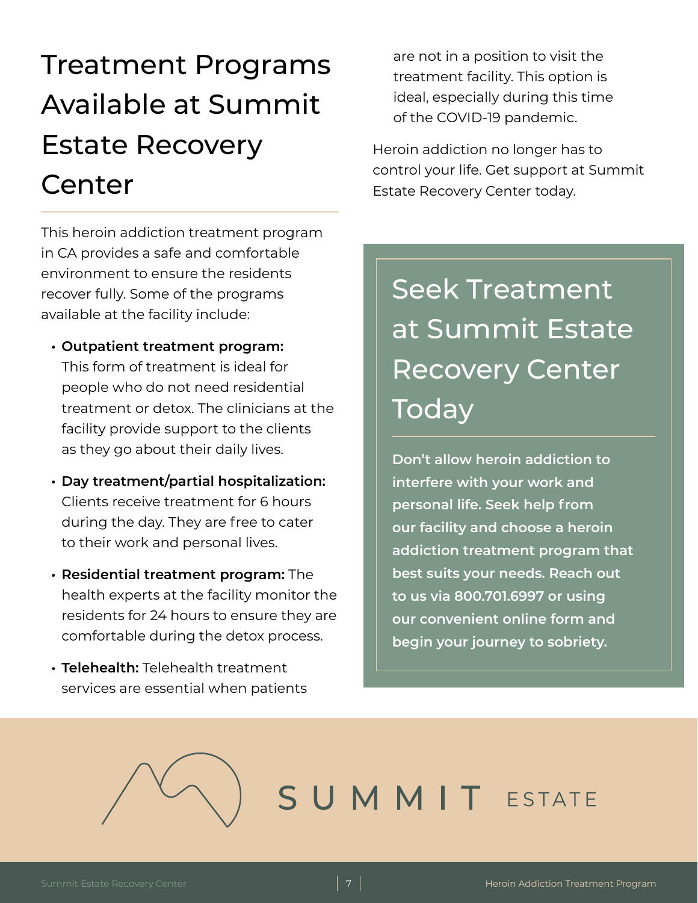## Treatment Programs Available at Summit Estate Recovery Center

This heroin addiction treatment program in CA provides a safe and comfortable environment to ensure the residents recover fully. Some of the programs available at the facility include:

- **Outpatient treatment program:** This form of treatment is ideal for people who do not need residential treatment or detox. The clinicians at the facility provide support to the clients as they go about their daily lives.
- **Day treatment/partial hospitalization:** Clients receive treatment for 6 hours during the day. They are free to cater to their work and personal lives.
- **Residential treatment program:** The health experts at the facility monitor the residents for 24 hours to ensure they are comfortable during the detox process.
- **Telehealth:** Telehealth treatment services are essential when patients are not in a position to visit the treatment facility. This option is ideal, especially during this time of the COVID-19 pandemic.

Heroin addiction no longer has to control your life. Get support at Summit Estate Recovery Center today.

## Seek Treatment at Summit Estate Recovery Center Today

**Don't allow heroin addiction to interfere with your work and personal life. Seek help from our facility and choose a heroin addiction treatment program that best suits your needs. Reach out to us via 800.701.6997 or using our convenient online form and begin your journey to sobriety.**

SUMMIT ESTATE